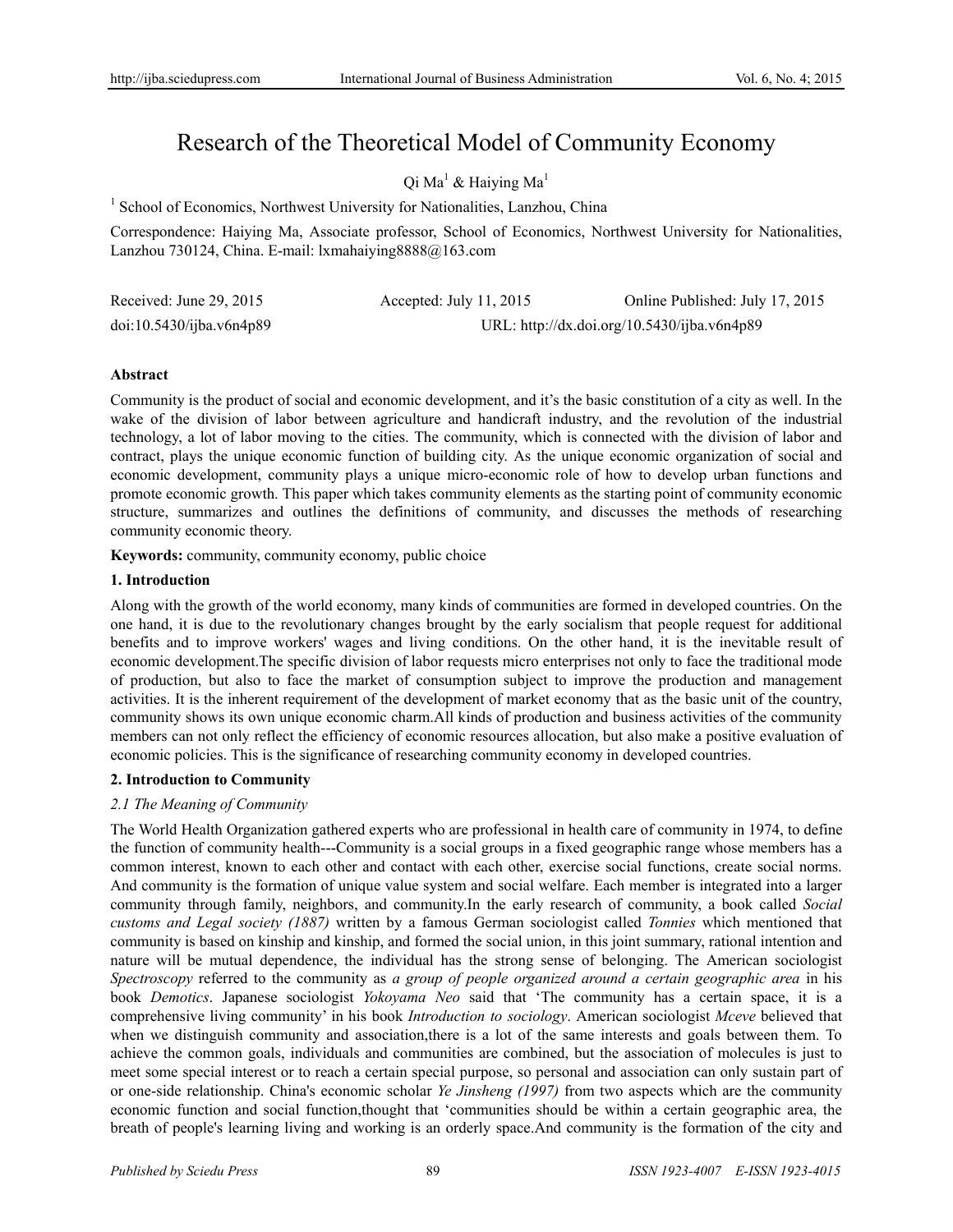# Research of the Theoretical Model of Community Economy

Qi Ma[1] & Haiying Ma[1]

[1] School of Economics, Northwest University for Nationalities, Lanzhou, China

Correspondence: Haiying Ma, Associate professor, School of Economics, Northwest University for Nationalities, Lanzhou 730124, China. E-mail: lxmahaiying8888@163.com

Received: June 29, 2015 Accepted: July 11, 2015 Online Published: July 17, 2015

doi:10.5430/ijba.v6n4p89 URL: http://dx.doi.org/10.5430/ijba.v6n4p89

**Abstract**

Community is the product of social and economic development, and it's the basic constitution of a city as well. In the wake of the division of labor between agriculture and handicraft industry, and the revolution of the industrial technology, a lot of labor moving to the cities. The community, which is connected with the division of labor and contract, plays the unique economic function of building city. As the unique economic organization of social and economic development, community plays a unique micro-economic role of how to develop urban functions and promote economic growth. This paper which takes community elements as the starting point of community economic structure, summarizes and outlines the definitions of community, and discusses the methods of researching community economic theory.

**Keywords:** community, community economy, public choice

## 1. Introduction

Along with the growth of the world economy, many kinds of communities are formed in developed countries. On the one hand, it is due to the revolutionary changes brought by the early socialism that people request for additional benefits and to improve workers' wages and living conditions. On the other hand, it is the inevitable result of economic development.The specific division of labor requests micro enterprises not only to face the traditional mode of production, but also to face the market of consumption subject to improve the production and management activities. It is the inherent requirement of the development of market economy that as the basic unit of the country, community shows its own unique economic charm.All kinds of production and business activities of the community members can not only reflect the efficiency of economic resources allocation, but also make a positive evaluation of economic policies. This is the significance of researching community economy in developed countries.

## 2. Introduction to Community

### *2.1 The Meaning of Community*

The World Health Organization gathered experts who are professional in health care of community in 1974, to define the function of community health---Community is a social groups in a fixed geographic range whose members has a common interest, known to each other and contact with each other, exercise social functions, create social norms. And community is the formation of unique value system and social welfare. Each member is integrated into a larger community through family, neighbors, and community.In the early research of community, a book called *Social customs and Legal society (1887)* written by a famous German sociologist called *Tonnies* which mentioned that community is based on kinship and kinship, and formed the social union, in this joint summary, rational intention and nature will be mutual dependence, the individual has the strong sense of belonging. The American sociologist *Spectroscopy* referred to the community as *a group of people organized around a certain geographic area* in his book *Demotics*. Japanese sociologist *Yokoyama Neo* said that 'The community has a certain space, it is a comprehensive living community' in his book *Introduction to sociology*. American sociologist *Mceve* believed that when we distinguish community and association,there is a lot of the same interests and goals between them. To achieve the common goals, individuals and communities are combined, but the association of molecules is just to meet some special interest or to reach a certain special purpose, so personal and association can only sustain part of or one-side relationship. China's economic scholar *Ye Jinsheng (1997)* from two aspects which are the community economic function and social function,thought that 'communities should be within a certain geographic area, the breath of people's learning living and working is an orderly space.And community is the formation of the city and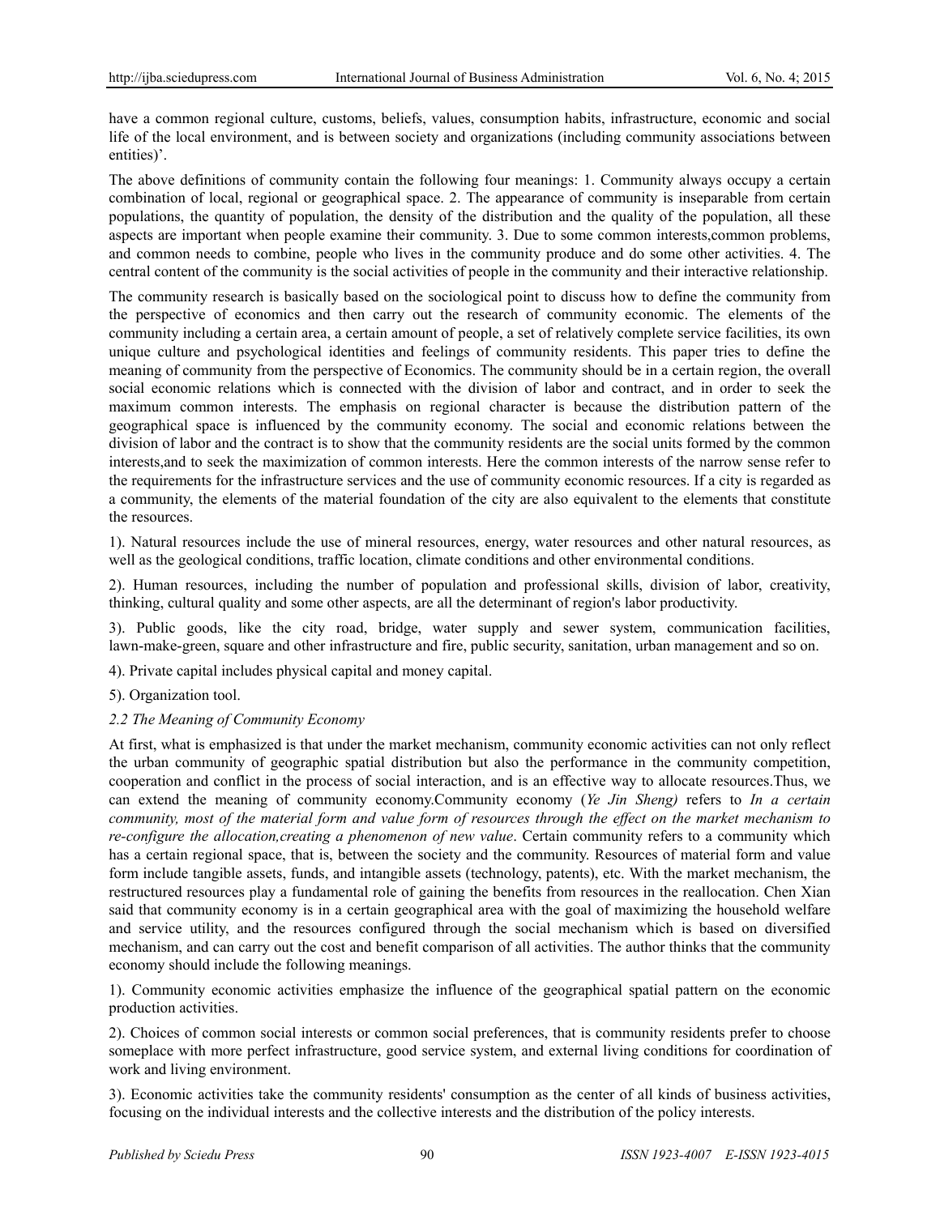have a common regional culture, customs, beliefs, values, consumption habits, infrastructure, economic and social life of the local environment, and is between society and organizations (including community associations between entities)'.

The above definitions of community contain the following four meanings: 1. Community always occupy a certain combination of local, regional or geographical space. 2. The appearance of community is inseparable from certain populations, the quantity of population, the density of the distribution and the quality of the population, all these aspects are important when people examine their community. 3. Due to some common interests,common problems, and common needs to combine, people who lives in the community produce and do some other activities. 4. The central content of the community is the social activities of people in the community and their interactive relationship.

The community research is basically based on the sociological point to discuss how to define the community from the perspective of economics and then carry out the research of community economic. The elements of the community including a certain area, a certain amount of people, a set of relatively complete service facilities, its own unique culture and psychological identities and feelings of community residents. This paper tries to define the meaning of community from the perspective of Economics. The community should be in a certain region, the overall social economic relations which is connected with the division of labor and contract, and in order to seek the maximum common interests. The emphasis on regional character is because the distribution pattern of the geographical space is influenced by the community economy. The social and economic relations between the division of labor and the contract is to show that the community residents are the social units formed by the common interests,and to seek the maximization of common interests. Here the common interests of the narrow sense refer to the requirements for the infrastructure services and the use of community economic resources. If a city is regarded as a community, the elements of the material foundation of the city are also equivalent to the elements that constitute the resources.

1). Natural resources include the use of mineral resources, energy, water resources and other natural resources, as well as the geological conditions, traffic location, climate conditions and other environmental conditions.

2). Human resources, including the number of population and professional skills, division of labor, creativity, thinking, cultural quality and some other aspects, are all the determinant of region's labor productivity.

3). Public goods, like the city road, bridge, water supply and sewer system, communication facilities, lawn-make-green, square and other infrastructure and fire, public security, sanitation, urban management and so on.

4). Private capital includes physical capital and money capital.

5). Organization tool.

### *2.2 The Meaning of Community Economy*

At first, what is emphasized is that under the market mechanism, community economic activities can not only reflect the urban community of geographic spatial distribution but also the performance in the community competition, cooperation and conflict in the process of social interaction, and is an effective way to allocate resources.Thus, we can extend the meaning of community economy.Community economy (*Ye Jin Sheng)* refers to *In a certain community, most of the material form and value form of resources through the effect on the market mechanism to re-configure the allocation,creating a phenomenon of new value*. Certain community refers to a community which has a certain regional space, that is, between the society and the community. Resources of material form and value form include tangible assets, funds, and intangible assets (technology, patents), etc. With the market mechanism, the restructured resources play a fundamental role of gaining the benefits from resources in the reallocation. Chen Xian said that community economy is in a certain geographical area with the goal of maximizing the household welfare and service utility, and the resources configured through the social mechanism which is based on diversified mechanism, and can carry out the cost and benefit comparison of all activities. The author thinks that the community economy should include the following meanings.

1). Community economic activities emphasize the influence of the geographical spatial pattern on the economic production activities.

2). Choices of common social interests or common social preferences, that is community residents prefer to choose someplace with more perfect infrastructure, good service system, and external living conditions for coordination of work and living environment.

3). Economic activities take the community residents' consumption as the center of all kinds of business activities, focusing on the individual interests and the collective interests and the distribution of the policy interests.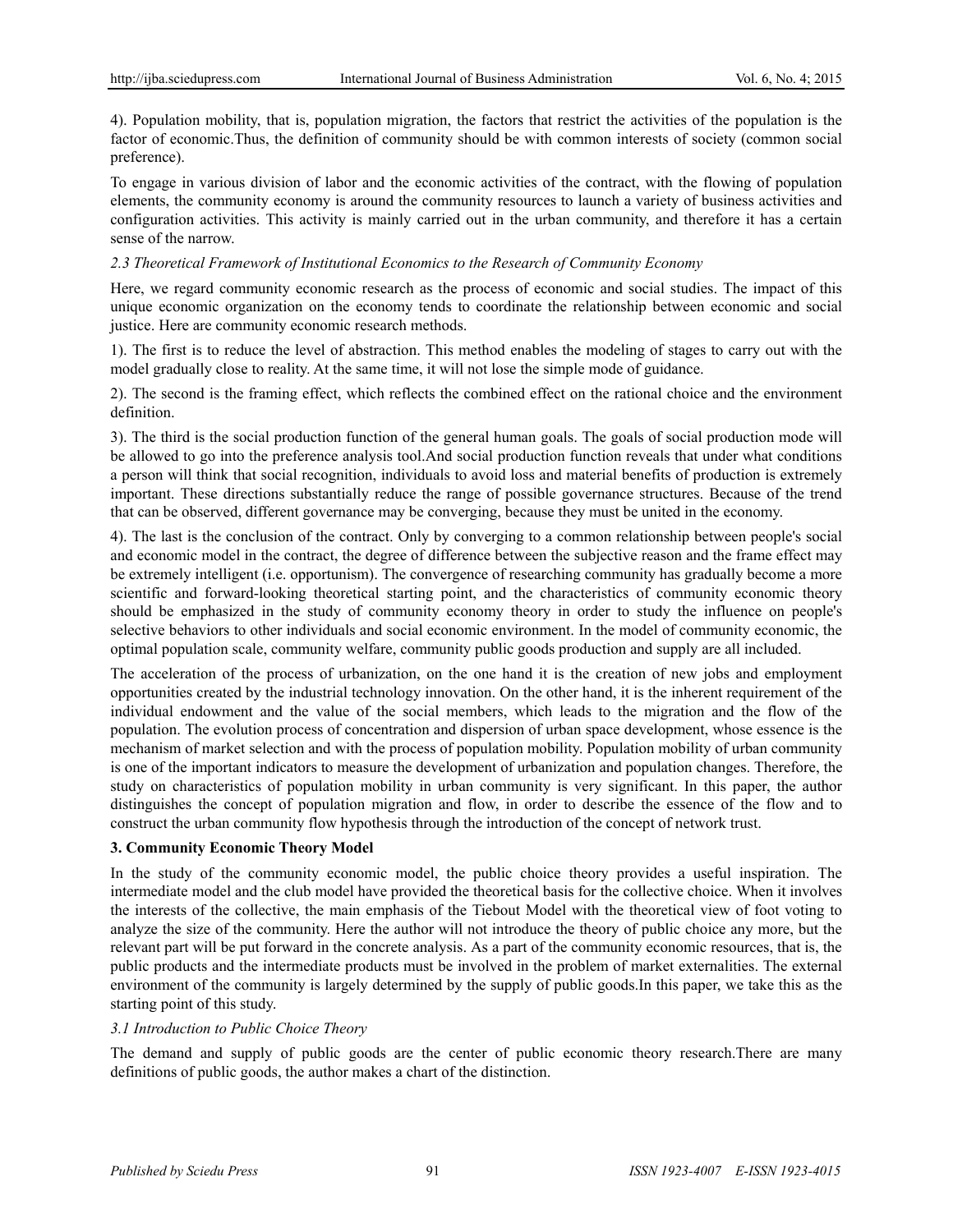4). Population mobility, that is, population migration, the factors that restrict the activities of the population is the factor of economic.Thus, the definition of community should be with common interests of society (common social preference).

To engage in various division of labor and the economic activities of the contract, with the flowing of population elements, the community economy is around the community resources to launch a variety of business activities and configuration activities. This activity is mainly carried out in the urban community, and therefore it has a certain sense of the narrow.

### *2.3 Theoretical Framework of Institutional Economics to the Research of Community Economy*

Here, we regard community economic research as the process of economic and social studies. The impact of this unique economic organization on the economy tends to coordinate the relationship between economic and social justice. Here are community economic research methods.

1). The first is to reduce the level of abstraction. This method enables the modeling of stages to carry out with the model gradually close to reality. At the same time, it will not lose the simple mode of guidance.

2). The second is the framing effect, which reflects the combined effect on the rational choice and the environment definition.

3). The third is the social production function of the general human goals. The goals of social production mode will be allowed to go into the preference analysis tool.And social production function reveals that under what conditions a person will think that social recognition, individuals to avoid loss and material benefits of production is extremely important. These directions substantially reduce the range of possible governance structures. Because of the trend that can be observed, different governance may be converging, because they must be united in the economy.

4). The last is the conclusion of the contract. Only by converging to a common relationship between people's social and economic model in the contract, the degree of difference between the subjective reason and the frame effect may be extremely intelligent (i.e. opportunism). The convergence of researching community has gradually become a more scientific and forward-looking theoretical starting point, and the characteristics of community economic theory should be emphasized in the study of community economy theory in order to study the influence on people's selective behaviors to other individuals and social economic environment. In the model of community economic, the optimal population scale, community welfare, community public goods production and supply are all included.

The acceleration of the process of urbanization, on the one hand it is the creation of new jobs and employment opportunities created by the industrial technology innovation. On the other hand, it is the inherent requirement of the individual endowment and the value of the social members, which leads to the migration and the flow of the population. The evolution process of concentration and dispersion of urban space development, whose essence is the mechanism of market selection and with the process of population mobility. Population mobility of urban community is one of the important indicators to measure the development of urbanization and population changes. Therefore, the study on characteristics of population mobility in urban community is very significant. In this paper, the author distinguishes the concept of population migration and flow, in order to describe the essence of the flow and to construct the urban community flow hypothesis through the introduction of the concept of network trust.

## 3. Community Economic Theory Model

In the study of the community economic model, the public choice theory provides a useful inspiration. The intermediate model and the club model have provided the theoretical basis for the collective choice. When it involves the interests of the collective, the main emphasis of the Tiebout Model with the theoretical view of foot voting to analyze the size of the community. Here the author will not introduce the theory of public choice any more, but the relevant part will be put forward in the concrete analysis. As a part of the community economic resources, that is, the public products and the intermediate products must be involved in the problem of market externalities. The external environment of the community is largely determined by the supply of public goods.In this paper, we take this as the starting point of this study.

### *3.1 Introduction to Public Choice Theory*

The demand and supply of public goods are the center of public economic theory research.There are many definitions of public goods, the author makes a chart of the distinction.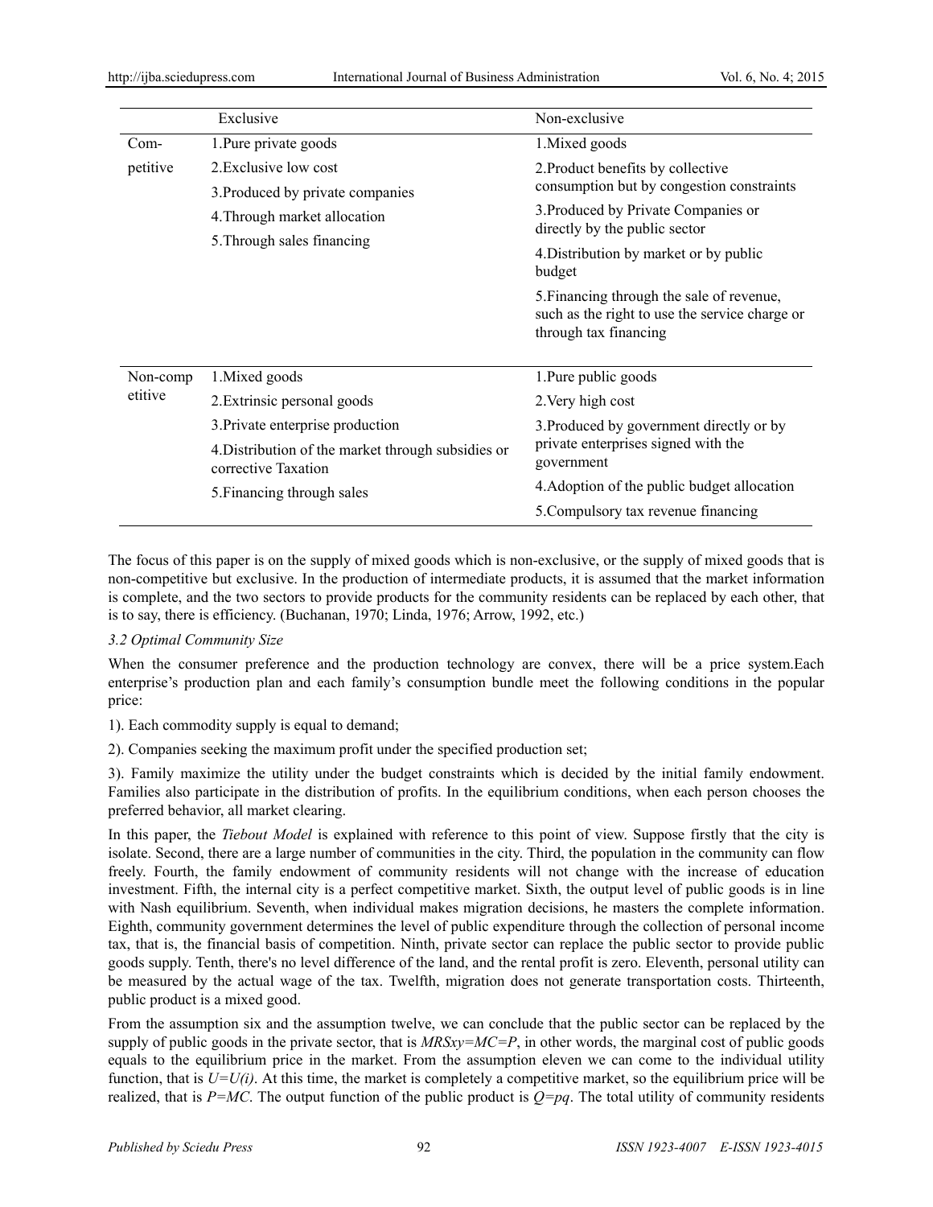| | Exclusive | Non-exclusive |
|---|---|---|
| Com-petitive | 1.Pure private goods<br>2.Exclusive low cost<br>3.Produced by private companies<br>4.Through market allocation<br>5.Through sales financing | 1.Mixed goods<br>2.Product benefits by collective consumption but by congestion constraints<br>3.Produced by Private Companies or directly by the public sector<br>4.Distribution by market or by public budget<br>5.Financing through the sale of revenue, such as the right to use the service charge or through tax financing |
| Non-competitive | 1.Mixed goods<br>2.Extrinsic personal goods<br>3.Private enterprise production<br>4.Distribution of the market through subsidies or corrective Taxation<br>5.Financing through sales | 1.Pure public goods<br>2.Very high cost<br>3.Produced by government directly or by private enterprises signed with the government<br>4.Adoption of the public budget allocation<br>5.Compulsory tax revenue financing |

The focus of this paper is on the supply of mixed goods which is non-exclusive, or the supply of mixed goods that is non-competitive but exclusive. In the production of intermediate products, it is assumed that the market information is complete, and the two sectors to provide products for the community residents can be replaced by each other, that is to say, there is efficiency. (Buchanan, 1970; Linda, 1976; Arrow, 1992, etc.)

### 3.2 Optimal Community Size

When the consumer preference and the production technology are convex, there will be a price system.Each enterprise's production plan and each family's consumption bundle meet the following conditions in the popular price:

1). Each commodity supply is equal to demand;

2). Companies seeking the maximum profit under the specified production set;

3). Family maximize the utility under the budget constraints which is decided by the initial family endowment. Families also participate in the distribution of profits. In the equilibrium conditions, when each person chooses the preferred behavior, all market clearing.

In this paper, the *Tiebout Model* is explained with reference to this point of view. Suppose firstly that the city is isolate. Second, there are a large number of communities in the city. Third, the population in the community can flow freely. Fourth, the family endowment of community residents will not change with the increase of education investment. Fifth, the internal city is a perfect competitive market. Sixth, the output level of public goods is in line with Nash equilibrium. Seventh, when individual makes migration decisions, he masters the complete information. Eighth, community government determines the level of public expenditure through the collection of personal income tax, that is, the financial basis of competition. Ninth, private sector can replace the public sector to provide public goods supply. Tenth, there's no level difference of the land, and the rental profit is zero. Eleventh, personal utility can be measured by the actual wage of the tax. Twelfth, migration does not generate transportation costs. Thirteenth, public product is a mixed good.

From the assumption six and the assumption twelve, we can conclude that the public sector can be replaced by the supply of public goods in the private sector, that is $MRSxy=MC=P$, in other words, the marginal cost of public goods equals to the equilibrium price in the market. From the assumption eleven we can come to the individual utility function, that is $U=U(i)$. At this time, the market is completely a competitive market, so the equilibrium price will be realized, that is $P=MC$. The output function of the public product is $Q=pq$. The total utility of community residents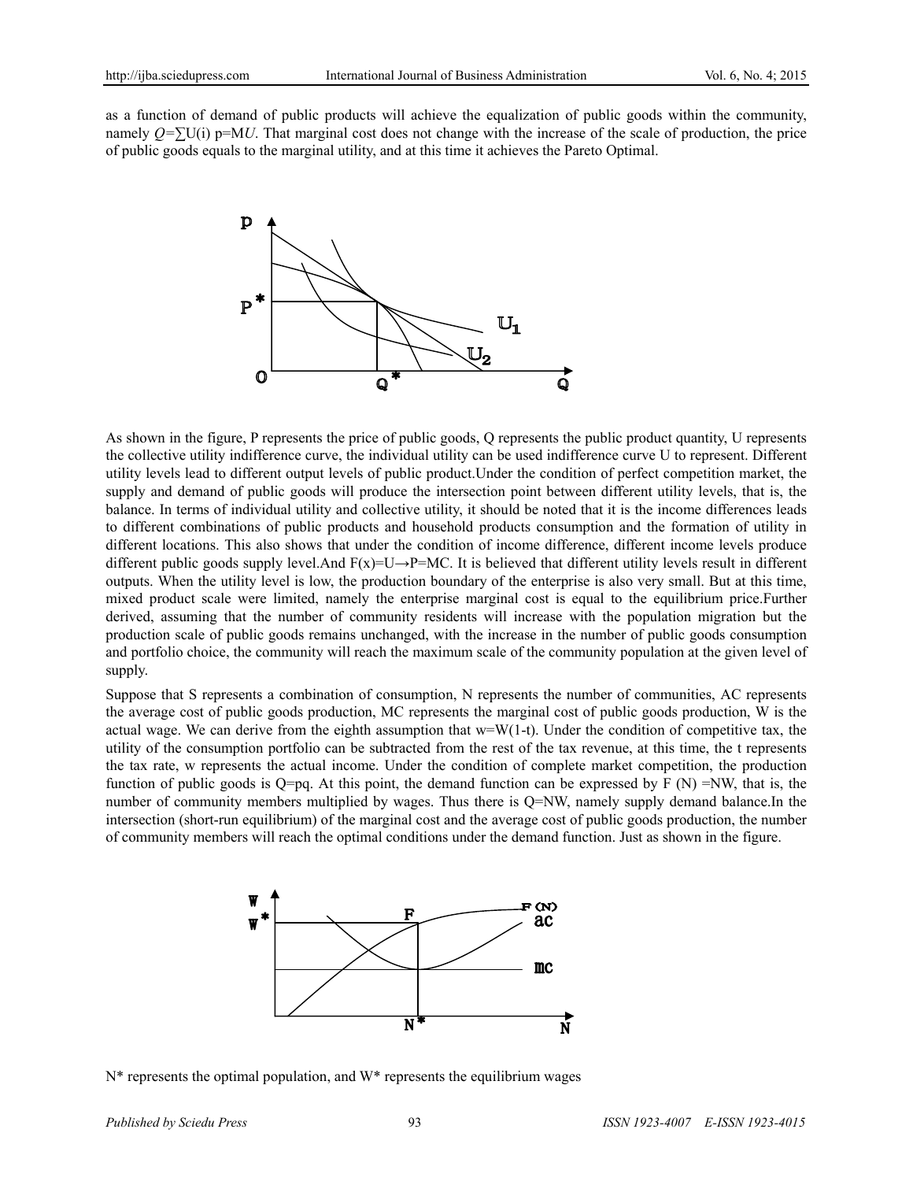as a function of demand of public products will achieve the equalization of public goods within the community, namely $Q=\sum U(i)$ $p=MU$. That marginal cost does not change with the increase of the scale of production, the price of public goods equals to the marginal utility, and at this time it achieves the Pareto Optimal.

P

P*

O

Q*

Q

U1

U2

As shown in the figure, P represents the price of public goods, Q represents the public product quantity, U represents the collective utility indifference curve, the individual utility can be used indifference curve U to represent. Different utility levels lead to different output levels of public product.Under the condition of perfect competition market, the supply and demand of public goods will produce the intersection point between different utility levels, that is, the balance. In terms of individual utility and collective utility, it should be noted that it is the income differences leads to different combinations of public products and household products consumption and the formation of utility in different locations. This also shows that under the condition of income difference, different income levels produce different public goods supply level.And $F(x)=U \rightarrow P=MC$. It is believed that different utility levels result in different outputs. When the utility level is low, the production boundary of the enterprise is also very small. But at this time, mixed product scale were limited, namely the enterprise marginal cost is equal to the equilibrium price.Further derived, assuming that the number of community residents will increase with the population migration but the production scale of public goods remains unchanged, with the increase in the number of public goods consumption and portfolio choice, the community will reach the maximum scale of the community population at the given level of supply.

Suppose that S represents a combination of consumption, N represents the number of communities, AC represents the average cost of public goods production, MC represents the marginal cost of public goods production, W is the actual wage. We can derive from the eighth assumption that $w=W(1-t)$. Under the condition of competitive tax, the utility of the consumption portfolio can be subtracted from the rest of the tax revenue, at this time, the t represents the tax rate, w represents the actual income. Under the condition of complete market competition, the production function of public goods is $Q=pq$. At this point, the demand function can be expressed by $F(N)=NW$, that is, the number of community members multiplied by wages. Thus there is $Q=NW$, namely supply demand balance.In the intersection (short-run equilibrium) of the marginal cost and the average cost of public goods production, the number of community members will reach the optimal conditions under the demand function. Just as shown in the figure.

W

W*

F

F (N)

ac

mc

N*

N

N* represents the optimal population, and W* represents the equilibrium wages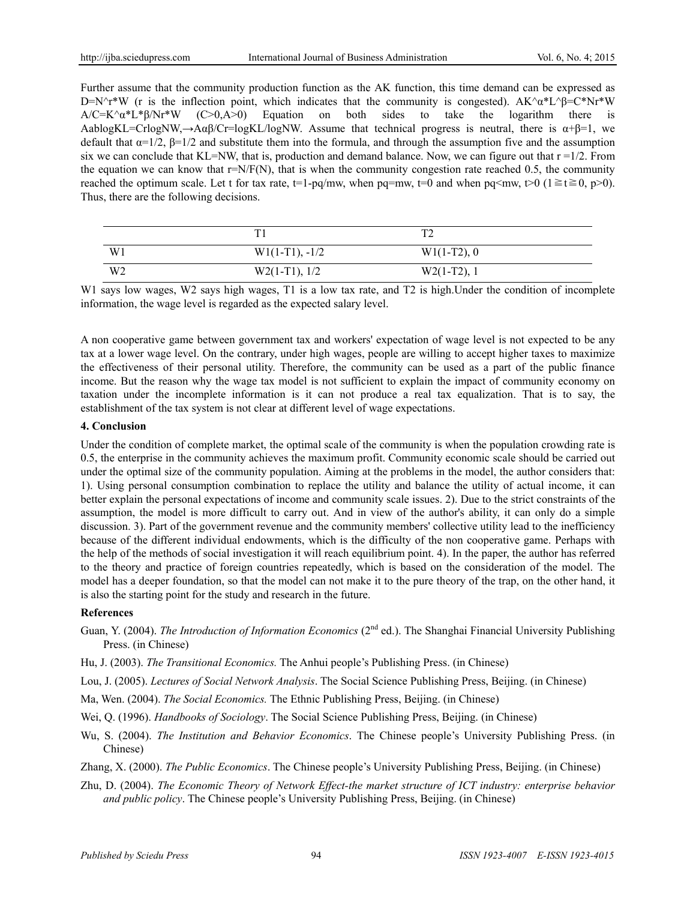Further assume that the community production function as the AK function, this time demand can be expressed as $D=N^r*W$ (r is the inflection point, which indicates that the community is congested). $AK^\alpha*L^\beta=C*Nr*W$ $A/C=K^\alpha*L*\beta/Nr*W$ $(C>0,A>0)$ Equation on both sides to take the logarithm there is AablogKL=CrlogNW,→$A\alpha\beta/Cr=\log KL/\log NW$. Assume that technical progress is neutral, there is $\alpha+\beta=1$, we default that $\alpha=1/2$, $\beta=1/2$ and substitute them into the formula, and through the assumption five and the assumption six we can conclude that KL=NW, that is, production and demand balance. Now, we can figure out that $r=1/2$. From the equation we can know that $r=N/F(N)$, that is when the community congestion rate reached 0.5, the community reached the optimum scale. Let t for tax rate, $t=1-pq/mw$, when $pq=mw$, $t=0$ and when $pq<mw$, $t>0$ $(1\geqq t\geqq 0,\ p>0)$. Thus, there are the following decisions.

| | T1 | T2 |
|---|---|---|
| W1 | W1(1-T1), -1/2 | W1(1-T2), 0 |
| W2 | W2(1-T1), 1/2 | W2(1-T2), 1 |

W1 says low wages, W2 says high wages, T1 is a low tax rate, and T2 is high.Under the condition of incomplete information, the wage level is regarded as the expected salary level.

A non cooperative game between government tax and workers' expectation of wage level is not expected to be any tax at a lower wage level. On the contrary, under high wages, people are willing to accept higher taxes to maximize the effectiveness of their personal utility. Therefore, the community can be used as a part of the public finance income. But the reason why the wage tax model is not sufficient to explain the impact of community economy on taxation under the incomplete information is it can not produce a real tax equalization. That is to say, the establishment of the tax system is not clear at different level of wage expectations.

## 4. Conclusion

Under the condition of complete market, the optimal scale of the community is when the population crowding rate is 0.5, the enterprise in the community achieves the maximum profit. Community economic scale should be carried out under the optimal size of the community population. Aiming at the problems in the model, the author considers that: 1). Using personal consumption combination to replace the utility and balance the utility of actual income, it can better explain the personal expectations of income and community scale issues. 2). Due to the strict constraints of the assumption, the model is more difficult to carry out. And in view of the author's ability, it can only do a simple discussion. 3). Part of the government revenue and the community members' collective utility lead to the inefficiency because of the different individual endowments, which is the difficulty of the non cooperative game. Perhaps with the help of the methods of social investigation it will reach equilibrium point. 4). In the paper, the author has referred to the theory and practice of foreign countries repeatedly, which is based on the consideration of the model. The model has a deeper foundation, so that the model can not make it to the pure theory of the trap, on the other hand, it is also the starting point for the study and research in the future.

## References

Guan, Y. (2004). *The Introduction of Information Economics* (2nd ed.). The Shanghai Financial University Publishing Press. (in Chinese)

Hu, J. (2003). *The Transitional Economics.* The Anhui people's Publishing Press. (in Chinese)

Lou, J. (2005). *Lectures of Social Network Analysis*. The Social Science Publishing Press, Beijing. (in Chinese)

Ma, Wen. (2004). *The Social Economics.* The Ethnic Publishing Press, Beijing. (in Chinese)

Wei, Q. (1996). *Handbooks of Sociology*. The Social Science Publishing Press, Beijing. (in Chinese)

Wu, S. (2004). *The Institution and Behavior Economics*. The Chinese people's University Publishing Press. (in Chinese)

Zhang, X. (2000). *The Public Economics*. The Chinese people's University Publishing Press, Beijing. (in Chinese)

Zhu, D. (2004). *The Economic Theory of Network Effect-the market structure of ICT industry: enterprise behavior and public policy*. The Chinese people's University Publishing Press, Beijing. (in Chinese)